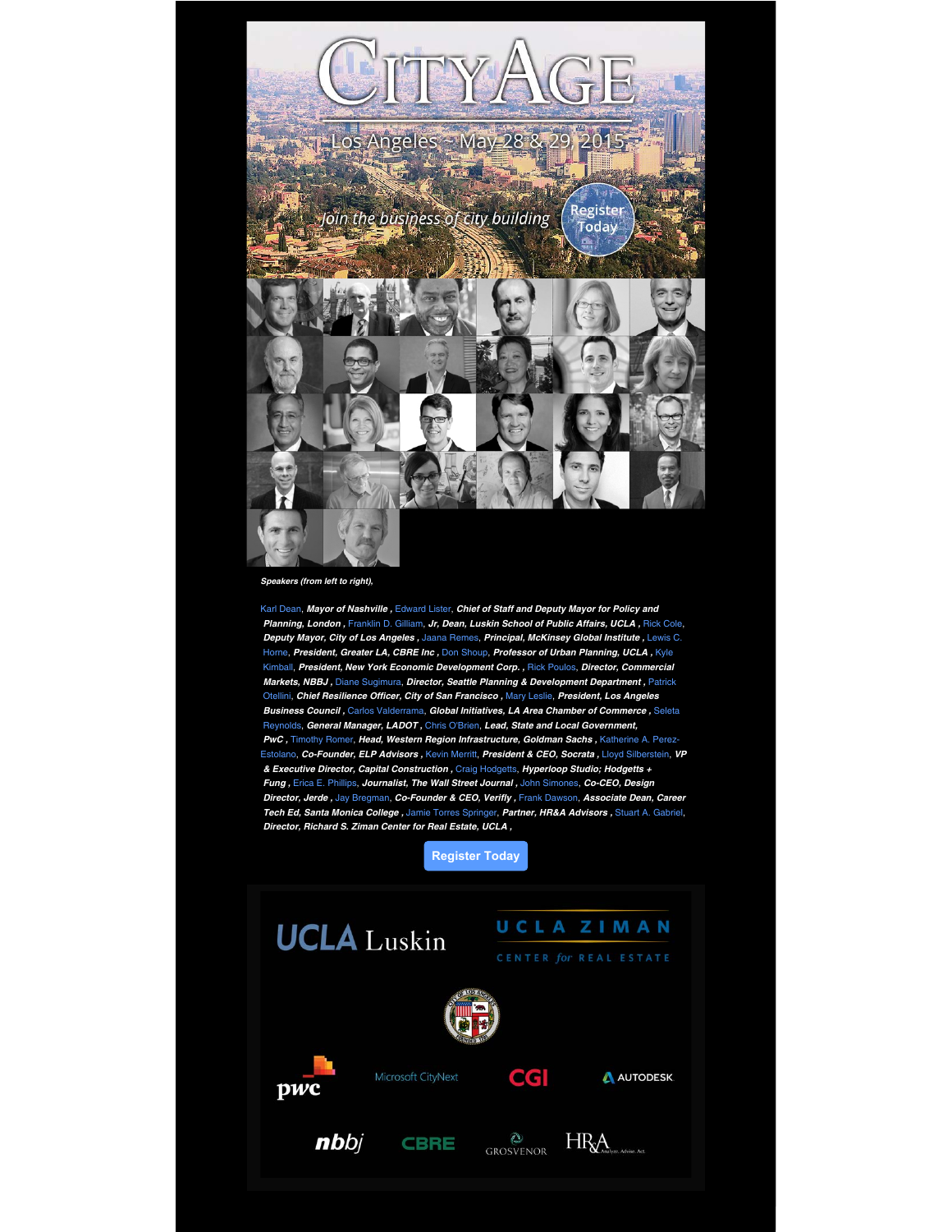# CityAge

Los Angeles ~ May 28 & 29, 2015

Join the business of city building

Register Today

*Speakers (from left to right),*

Karl Dean, ***Mayor of Nashville ,*** Edward Lister, ***Chief of Staff and Deputy Mayor for Policy and Planning, London ,*** Franklin D. Gilliam, ***Jr, Dean, Luskin School of Public Affairs, UCLA ,*** Rick Cole, ***Deputy Mayor, City of Los Angeles ,*** Jaana Remes, ***Principal, McKinsey Global Institute ,*** Lewis C. Horne, ***President, Greater LA, CBRE Inc ,*** Don Shoup, ***Professor of Urban Planning, UCLA ,*** Kyle Kimball, ***President, New York Economic Development Corp. ,*** Rick Poulos, ***Director, Commercial Markets, NBBJ ,*** Diane Sugimura, ***Director, Seattle Planning & Development Department ,*** Patrick Otellini, ***Chief Resilience Officer, City of San Francisco ,*** Mary Leslie, ***President, Los Angeles Business Council ,*** Carlos Valderrama, ***Global Initiatives, LA Area Chamber of Commerce ,*** Seleta Reynolds, ***General Manager, LADOT ,*** Chris O'Brien, ***Lead, State and Local Government, PwC ,*** Timothy Romer, ***Head, Western Region Infrastructure, Goldman Sachs ,*** Katherine A. Perez-Estolano, ***Co-Founder, ELP Advisors ,*** Kevin Merritt, ***President & CEO, Socrata ,*** Lloyd Silberstein, ***VP & Executive Director, Capital Construction ,*** Craig Hodgetts, ***Hyperloop Studio; Hodgetts + Fung ,*** Erica E. Phillips, ***Journalist, The Wall Street Journal ,*** John Simones, ***Co-CEO, Design Director, Jerde ,*** Jay Bregman, ***Co-Founder & CEO, Verifly ,*** Frank Dawson, ***Associate Dean, Career Tech Ed, Santa Monica College ,*** Jamie Torres Springer, ***Partner, HR&A Advisors ,*** Stuart A. Gabriel, ***Director, Richard S. Ziman Center for Real Estate, UCLA ,***

Register Today

UCLA Luskin

UCLA ZIMAN CENTER *for* REAL ESTATE

pwc · Microsoft CityNext · CGI · AUTODESK

nbbj · CBRE · GROSVENOR · HR&A Analyze. Advise. Act.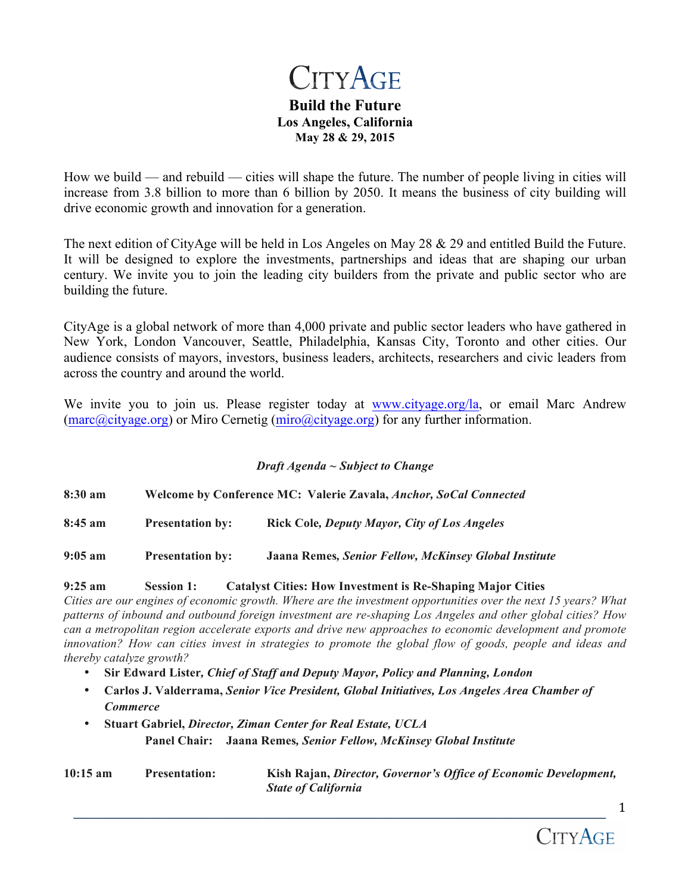# CityAge

## Build the Future

### Los Angeles, California

**May 28 & 29, 2015**

How we build — and rebuild — cities will shape the future. The number of people living in cities will increase from 3.8 billion to more than 6 billion by 2050. It means the business of city building will drive economic growth and innovation for a generation.

The next edition of CityAge will be held in Los Angeles on May 28 & 29 and entitled Build the Future. It will be designed to explore the investments, partnerships and ideas that are shaping our urban century. We invite you to join the leading city builders from the private and public sector who are building the future.

CityAge is a global network of more than 4,000 private and public sector leaders who have gathered in New York, London Vancouver, Seattle, Philadelphia, Kansas City, Toronto and other cities. Our audience consists of mayors, investors, business leaders, architects, researchers and civic leaders from across the country and around the world.

We invite you to join us. Please register today at www.cityage.org/la, or email Marc Andrew (marc@cityage.org) or Miro Cernetig (miro@cityage.org) for any further information.

*Draft Agenda ~ Subject to Change*

**8:30 am** **Welcome by Conference MC: Valerie Zavala, *Anchor, SoCal Connected***

**8:45 am** **Presentation by:** **Rick Cole, *Deputy Mayor, City of Los Angeles***

**9:05 am** **Presentation by:** **Jaana Remes, *Senior Fellow, McKinsey Global Institute***

**9:25 am** **Session 1:** **Catalyst Cities: How Investment is Re-Shaping Major Cities**

*Cities are our engines of economic growth. Where are the investment opportunities over the next 15 years? What patterns of inbound and outbound foreign investment are re-shaping Los Angeles and other global cities? How can a metropolitan region accelerate exports and drive new approaches to economic development and promote innovation? How can cities invest in strategies to promote the global flow of goods, people and ideas and thereby catalyze growth?*

- **Sir Edward Lister, *Chief of Staff and Deputy Mayor, Policy and Planning, London***
- **Carlos J. Valderrama, *Senior Vice President, Global Initiatives, Los Angeles Area Chamber of Commerce***
- **Stuart Gabriel, *Director, Ziman Center for Real Estate, UCLA***

**Panel Chair:** **Jaana Remes, *Senior Fellow, McKinsey Global Institute***

**10:15 am** **Presentation:** **Kish Rajan, *Director, Governor's Office of Economic Development, State of California***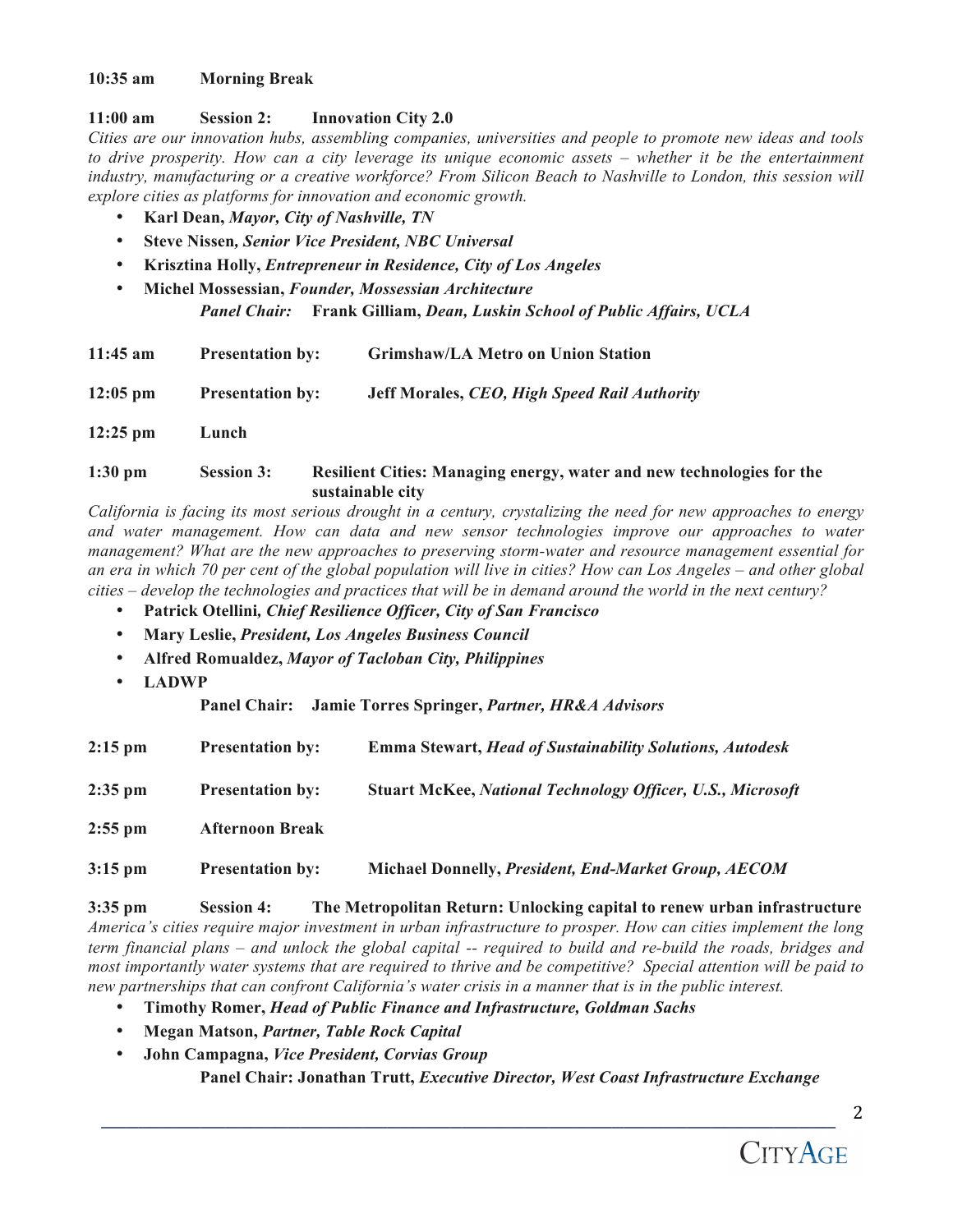**10:35 am  Morning Break**

**11:00 am  Session 2:  Innovation City 2.0**

*Cities are our innovation hubs, assembling companies, universities and people to promote new ideas and tools to drive prosperity. How can a city leverage its unique economic assets – whether it be the entertainment industry, manufacturing or a creative workforce? From Silicon Beach to Nashville to London, this session will explore cities as platforms for innovation and economic growth.*

- **Karl Dean,** ***Mayor, City of Nashville, TN***
- **Steve Nissen,** ***Senior Vice President, NBC Universal***
- **Krisztina Holly,** ***Entrepreneur in Residence, City of Los Angeles***
- **Michel Mossessian,** ***Founder, Mossessian Architecture***

***Panel Chair:*** **Frank Gilliam,** ***Dean, Luskin School of Public Affairs, UCLA***

**11:45 am  Presentation by:  Grimshaw/LA Metro on Union Station**

**12:05 pm  Presentation by:  Jeff Morales,** ***CEO, High Speed Rail Authority***

**12:25 pm  Lunch**

**1:30 pm  Session 3:  Resilient Cities: Managing energy, water and new technologies for the sustainable city**

*California is facing its most serious drought in a century, crystalizing the need for new approaches to energy and water management. How can data and new sensor technologies improve our approaches to water management? What are the new approaches to preserving storm-water and resource management essential for an era in which 70 per cent of the global population will live in cities? How can Los Angeles – and other global cities – develop the technologies and practices that will be in demand around the world in the next century?*

- **Patrick Otellini,** ***Chief Resilience Officer, City of San Francisco***
- **Mary Leslie,** ***President, Los Angeles Business Council***
- **Alfred Romualdez,** ***Mayor of Tacloban City, Philippines***
- **LADWP**

**Panel Chair:  Jamie Torres Springer,** ***Partner, HR&A Advisors***

**2:15 pm  Presentation by:  Emma Stewart,** ***Head of Sustainability Solutions, Autodesk***

**2:35 pm  Presentation by:  Stuart McKee,** ***National Technology Officer, U.S., Microsoft***

**2:55 pm  Afternoon Break**

**3:15 pm  Presentation by:  Michael Donnelly,** ***President, End-Market Group, AECOM***

**3:35 pm  Session 4:  The Metropolitan Return: Unlocking capital to renew urban infrastructure**

*America's cities require major investment in urban infrastructure to prosper. How can cities implement the long term financial plans – and unlock the global capital -- required to build and re-build the roads, bridges and most importantly water systems that are required to thrive and be competitive? Special attention will be paid to new partnerships that can confront California's water crisis in a manner that is in the public interest.*

- **Timothy Romer,** ***Head of Public Finance and Infrastructure, Goldman Sachs***
- **Megan Matson,** ***Partner, Table Rock Capital***
- **John Campagna,** ***Vice President, Corvias Group***

**Panel Chair: Jonathan Trutt,** ***Executive Director, West Coast Infrastructure Exchange***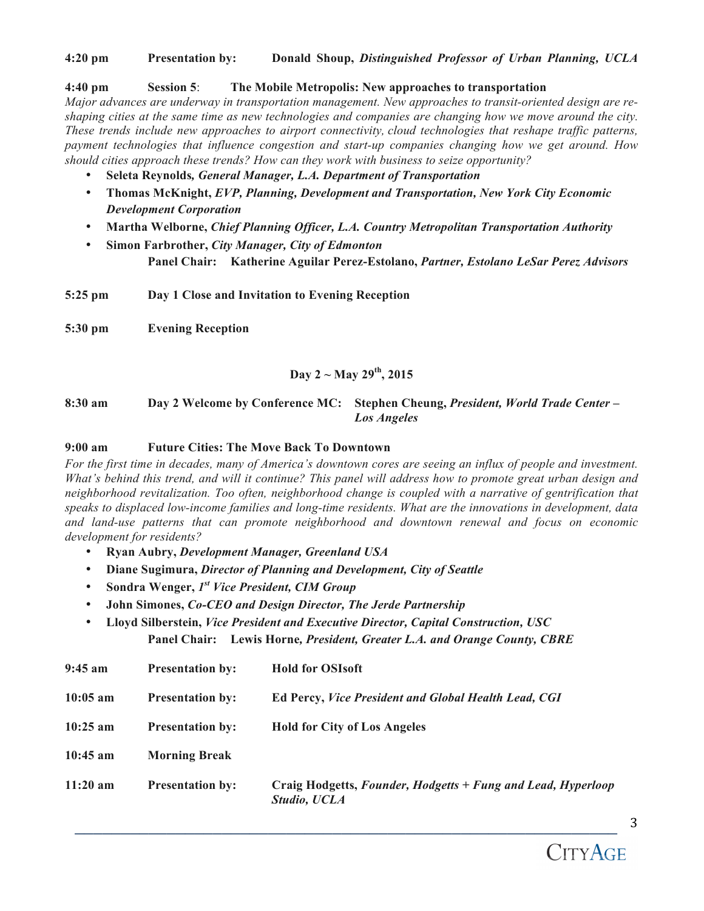**4:20 pm** **Presentation by:** **Donald Shoup,** ***Distinguished Professor of Urban Planning, UCLA***

**4:40 pm** **Session 5**: **The Mobile Metropolis: New approaches to transportation**

*Major advances are underway in transportation management. New approaches to transit-oriented design are re-shaping cities at the same time as new technologies and companies are changing how we move around the city. These trends include new approaches to airport connectivity, cloud technologies that reshape traffic patterns, payment technologies that influence congestion and start-up companies changing how we get around. How should cities approach these trends? How can they work with business to seize opportunity?*

- **Seleta Reynolds,** ***General Manager, L.A. Department of Transportation***
- **Thomas McKnight,** ***EVP, Planning, Development and Transportation, New York City Economic Development Corporation***
- **Martha Welborne,** ***Chief Planning Officer, L.A. Country Metropolitan Transportation Authority***
- **Simon Farbrother,** ***City Manager, City of Edmonton***

**Panel Chair:** **Katherine Aguilar Perez-Estolano,** ***Partner, Estolano LeSar Perez Advisors***

**5:25 pm** **Day 1 Close and Invitation to Evening Reception**

**5:30 pm** **Evening Reception**

## Day 2 ~ May 29th, 2015

**8:30 am** **Day 2 Welcome by Conference MC:** **Stephen Cheung,** ***President, World Trade Center – Los Angeles***

**9:00 am** **Future Cities: The Move Back To Downtown**

*For the first time in decades, many of America's downtown cores are seeing an influx of people and investment. What's behind this trend, and will it continue? This panel will address how to promote great urban design and neighborhood revitalization. Too often, neighborhood change is coupled with a narrative of gentrification that speaks to displaced low-income families and long-time residents. What are the innovations in development, data and land-use patterns that can promote neighborhood and downtown renewal and focus on economic development for residents?*

- **Ryan Aubry,** ***Development Manager, Greenland USA***
- **Diane Sugimura,** ***Director of Planning and Development, City of Seattle***
- **Sondra Wenger,** ***1st Vice President, CIM Group***
- **John Simones,** ***Co-CEO and Design Director, The Jerde Partnership***
- **Lloyd Silberstein,** ***Vice President and Executive Director, Capital Construction, USC***

**Panel Chair:** **Lewis Horne,** ***President, Greater L.A. and Orange County, CBRE***

**9:45 am** **Presentation by:** **Hold for OSIsoft**

**10:05 am** **Presentation by:** **Ed Percy,** ***Vice President and Global Health Lead, CGI***

**10:25 am** **Presentation by:** **Hold for City of Los Angeles**

**10:45 am** **Morning Break**

**11:20 am** **Presentation by:** **Craig Hodgetts,** ***Founder, Hodgetts + Fung and Lead, Hyperloop Studio, UCLA***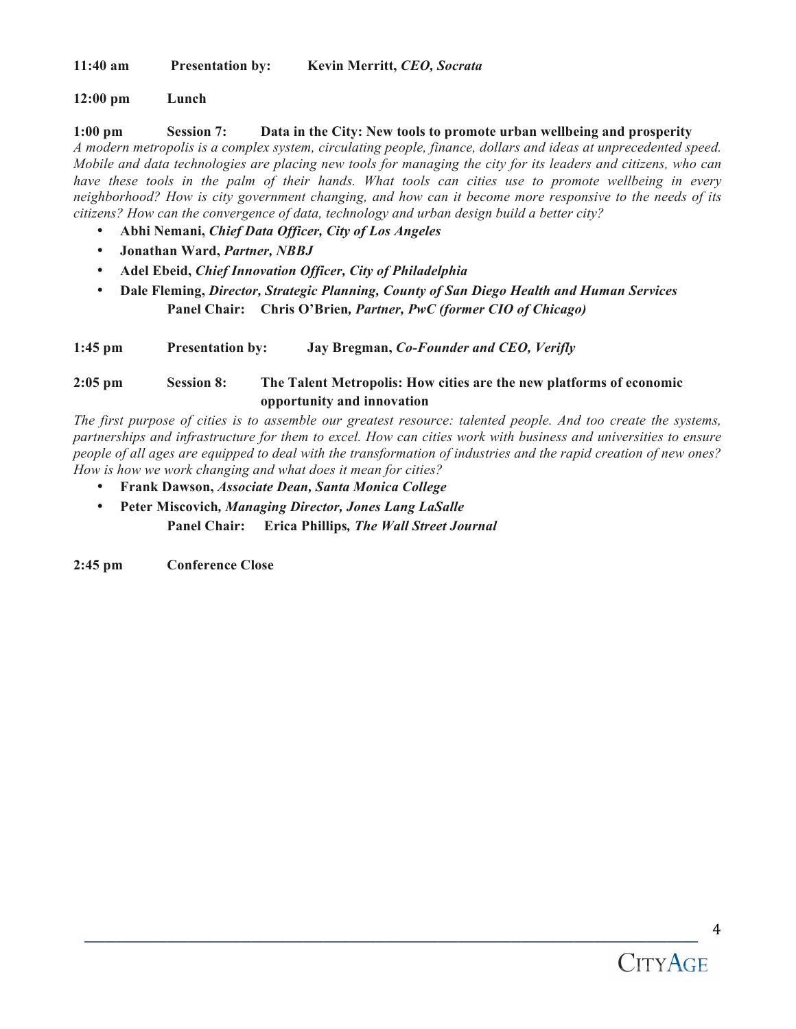**11:40 am Presentation by: Kevin Merritt,** ***CEO, Socrata***

**12:00 pm Lunch**

**1:00 pm Session 7: Data in the City: New tools to promote urban wellbeing and prosperity**

*A modern metropolis is a complex system, circulating people, finance, dollars and ideas at unprecedented speed. Mobile and data technologies are placing new tools for managing the city for its leaders and citizens, who can have these tools in the palm of their hands. What tools can cities use to promote wellbeing in every neighborhood? How is city government changing, and how can it become more responsive to the needs of its citizens? How can the convergence of data, technology and urban design build a better city?*

- **Abhi Nemani,** ***Chief Data Officer, City of Los Angeles***
- **Jonathan Ward,** ***Partner, NBBJ***
- **Adel Ebeid,** ***Chief Innovation Officer, City of Philadelphia***
- **Dale Fleming,** ***Director, Strategic Planning, County of San Diego Health and Human Services***

**Panel Chair: Chris O'Brien,** ***Partner, PwC (former CIO of Chicago)***

**1:45 pm Presentation by: Jay Bregman,** ***Co-Founder and CEO, Verifly***

**2:05 pm Session 8: The Talent Metropolis: How cities are the new platforms of economic opportunity and innovation**

*The first purpose of cities is to assemble our greatest resource: talented people. And too create the systems, partnerships and infrastructure for them to excel. How can cities work with business and universities to ensure people of all ages are equipped to deal with the transformation of industries and the rapid creation of new ones? How is how we work changing and what does it mean for cities?*

- **Frank Dawson,** ***Associate Dean, Santa Monica College***
- **Peter Miscovich,** ***Managing Director, Jones Lang LaSalle***

**Panel Chair: Erica Phillips,** ***The Wall Street Journal***

**2:45 pm Conference Close**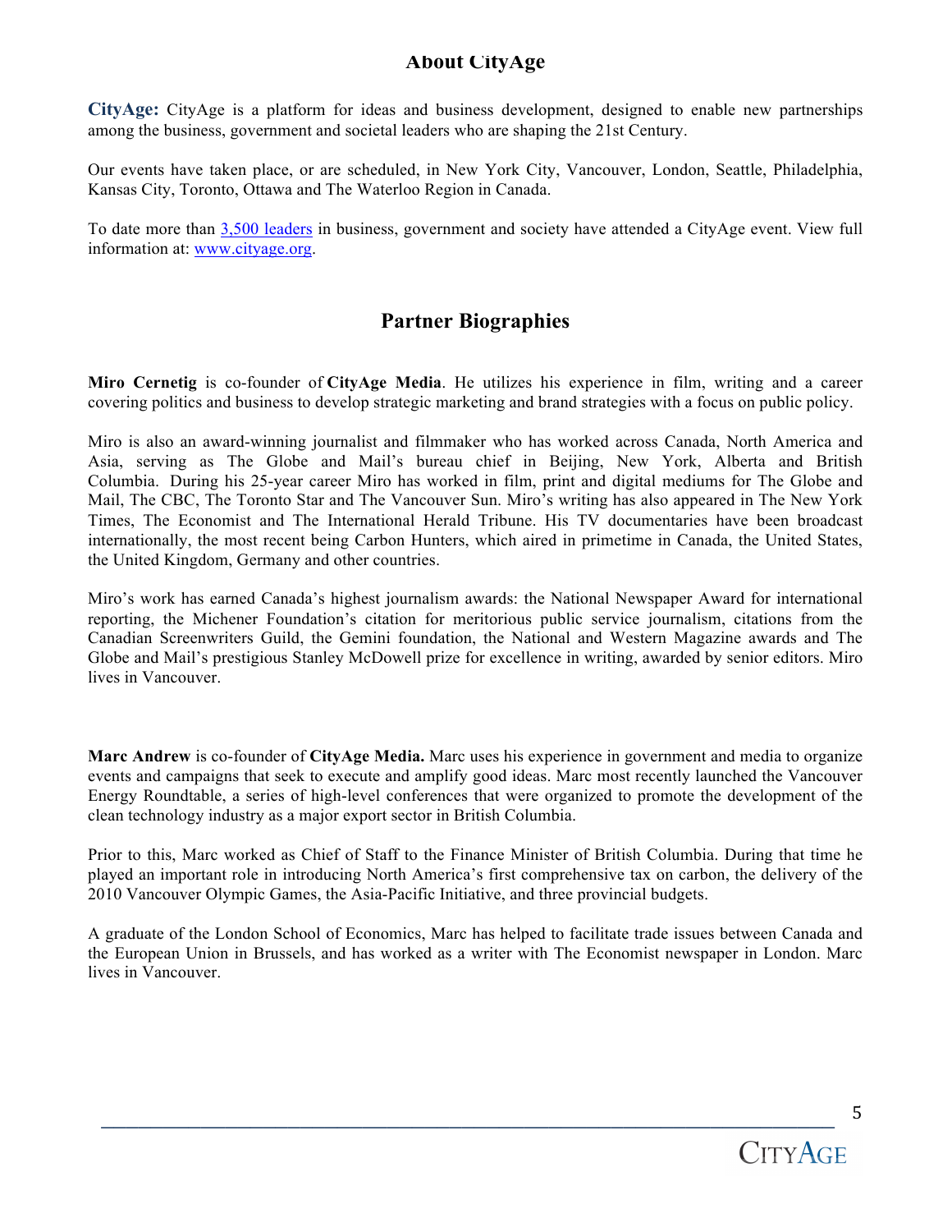## About CityAge

**CityAge:** CityAge is a platform for ideas and business development, designed to enable new partnerships among the business, government and societal leaders who are shaping the 21st Century.

Our events have taken place, or are scheduled, in New York City, Vancouver, London, Seattle, Philadelphia, Kansas City, Toronto, Ottawa and The Waterloo Region in Canada.

To date more than 3,500 leaders in business, government and society have attended a CityAge event. View full information at: www.cityage.org.

## Partner Biographies

**Miro Cernetig** is co-founder of **CityAge Media**. He utilizes his experience in film, writing and a career covering politics and business to develop strategic marketing and brand strategies with a focus on public policy.

Miro is also an award-winning journalist and filmmaker who has worked across Canada, North America and Asia, serving as The Globe and Mail's bureau chief in Beijing, New York, Alberta and British Columbia. During his 25-year career Miro has worked in film, print and digital mediums for The Globe and Mail, The CBC, The Toronto Star and The Vancouver Sun. Miro's writing has also appeared in The New York Times, The Economist and The International Herald Tribune. His TV documentaries have been broadcast internationally, the most recent being Carbon Hunters, which aired in primetime in Canada, the United States, the United Kingdom, Germany and other countries.

Miro's work has earned Canada's highest journalism awards: the National Newspaper Award for international reporting, the Michener Foundation's citation for meritorious public service journalism, citations from the Canadian Screenwriters Guild, the Gemini foundation, the National and Western Magazine awards and The Globe and Mail's prestigious Stanley McDowell prize for excellence in writing, awarded by senior editors. Miro lives in Vancouver.

**Marc Andrew** is co-founder of **CityAge Media.** Marc uses his experience in government and media to organize events and campaigns that seek to execute and amplify good ideas. Marc most recently launched the Vancouver Energy Roundtable, a series of high-level conferences that were organized to promote the development of the clean technology industry as a major export sector in British Columbia.

Prior to this, Marc worked as Chief of Staff to the Finance Minister of British Columbia. During that time he played an important role in introducing North America's first comprehensive tax on carbon, the delivery of the 2010 Vancouver Olympic Games, the Asia-Pacific Initiative, and three provincial budgets.

A graduate of the London School of Economics, Marc has helped to facilitate trade issues between Canada and the European Union in Brussels, and has worked as a writer with The Economist newspaper in London. Marc lives in Vancouver.